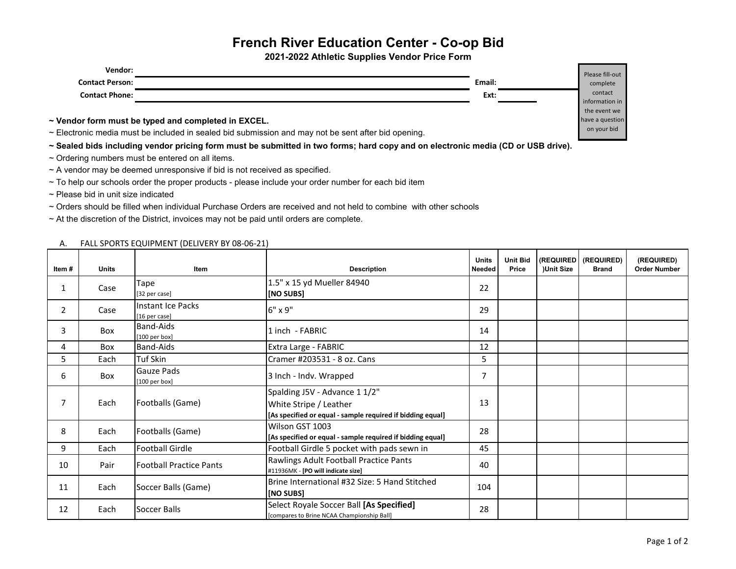# French River Education Center - Co-op Bid

## 2021-2022 Athletic Supplies Vendor Price Form

**Vendor:** ______________________________

**Contact Person:** ______________________________ **Email:** ______________

**Contact Phone:** ______________________________ **Ext:** ________

Please fill-out complete contact information in the event we have a question on your bid

**~ Vendor form must be typed and completed in EXCEL.**

~ Electronic media must be included in sealed bid submission and may not be sent after bid opening.

**~ Sealed bids including vendor pricing form must be submitted in two forms; hard copy and on electronic media (CD or USB drive).**

~ Ordering numbers must be entered on all items.

~ A vendor may be deemed unresponsive if bid is not received as specified.

~ To help our schools order the proper products - please include your order number for each bid item

~ Please bid in unit size indicated

~ Orders should be filled when individual Purchase Orders are received and not held to combine with other schools

~ At the discretion of the District, invoices may not be paid until orders are complete.

A. FALL SPORTS EQUIPMENT (DELIVERY BY 08-06-21)

| Item # | Units | Item | Description | Units Needed | Unit Bid Price | (REQUIRED )Unit Size | (REQUIRED) Brand | (REQUIRED) Order Number |
|---|---|---|---|---|---|---|---|---|
| 1 | Case | Tape [32 per case] | 1.5" x 15 yd Mueller 84940 **[NO SUBS]** | 22 | | | | |
| 2 | Case | Instant Ice Packs [16 per case] | 6" x 9" | 29 | | | | |
| 3 | Box | Band-Aids [100 per box] | 1 inch - FABRIC | 14 | | | | |
| 4 | Box | Band-Aids | Extra Large - FABRIC | 12 | | | | |
| 5 | Each | Tuf Skin | Cramer #203531 - 8 oz. Cans | 5 | | | | |
| 6 | Box | Gauze Pads [100 per box] | 3 Inch - Indv. Wrapped | 7 | | | | |
| 7 | Each | Footballs (Game) | Spalding J5V - Advance 1 1/2" White Stripe / Leather **[As specified or equal - sample required if bidding equal]** | 13 | | | | |
| 8 | Each | Footballs (Game) | Wilson GST 1003 **[As specified or equal - sample required if bidding equal]** | 28 | | | | |
| 9 | Each | Football Girdle | Football Girdle 5 pocket with pads sewn in | 45 | | | | |
| 10 | Pair | Football Practice Pants | Rawlings Adult Football Practice Pants #11936MK - **[PO will indicate size]** | 40 | | | | |
| 11 | Each | Soccer Balls (Game) | Brine International #32 Size: 5 Hand Stitched **[NO SUBS]** | 104 | | | | |
| 12 | Each | Soccer Balls | Select Royale Soccer Ball **[As Specified]** [compares to Brine NCAA Championship Ball] | 28 | | | | |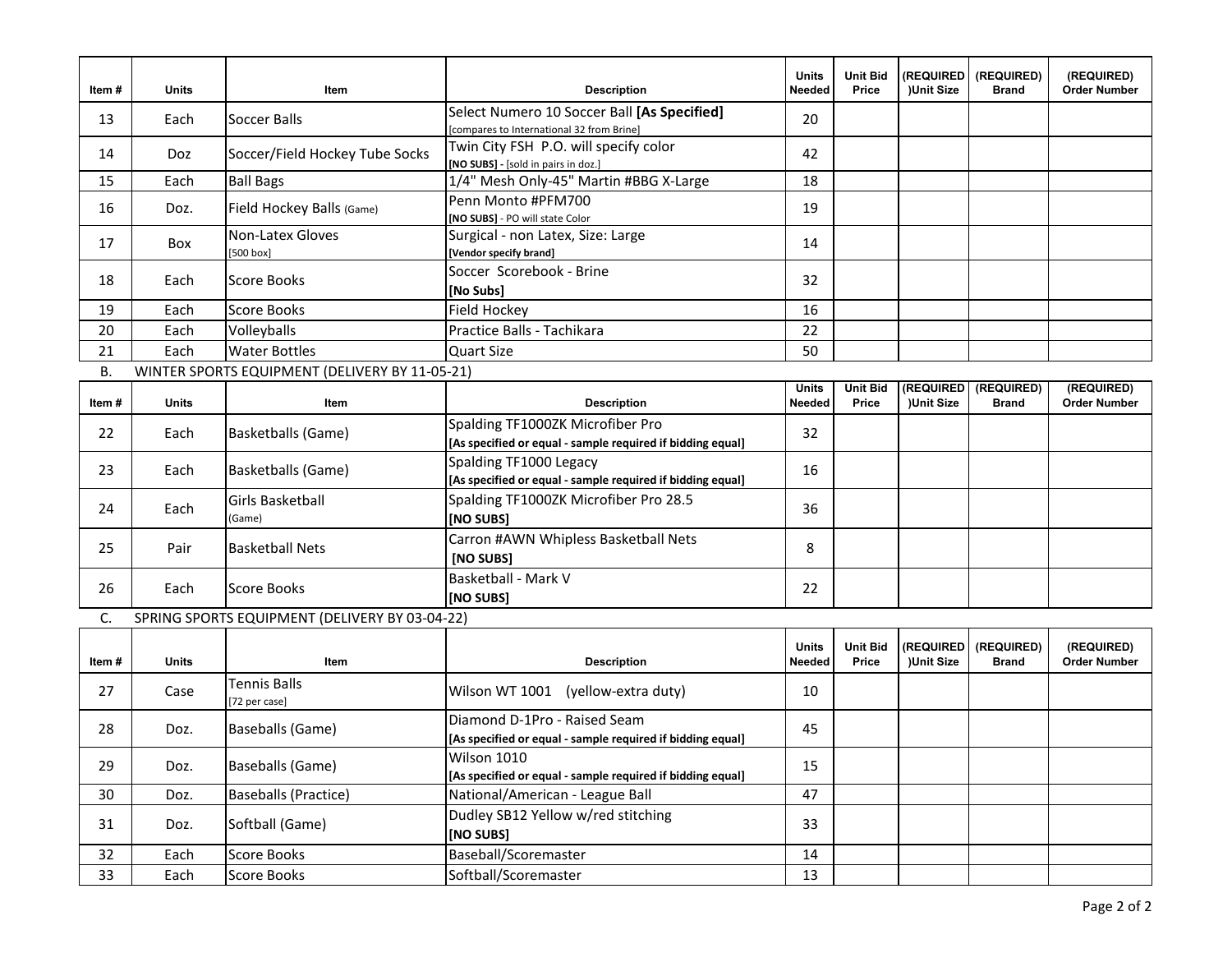| Item # | Units | Item | Description | Units Needed | Unit Bid Price | (REQUIRED )Unit Size | (REQUIRED) Brand | (REQUIRED) Order Number |
|---|---|---|---|---|---|---|---|---|
| 13 | Each | Soccer Balls | Select Numero 10 Soccer Ball **[As Specified]** [compares to International 32 from Brine] | 20 | | | | |
| 14 | Doz | Soccer/Field Hockey Tube Socks | Twin City FSH P.O. will specify color **[NO SUBS]** - [sold in pairs in doz.] | 42 | | | | |
| 15 | Each | Ball Bags | 1/4" Mesh Only-45" Martin #BBG X-Large | 18 | | | | |
| 16 | Doz. | Field Hockey Balls (Game) | Penn Monto #PFM700 **[NO SUBS]** - PO will state Color | 19 | | | | |
| 17 | Box | Non-Latex Gloves [500 box] | Surgical - non Latex, Size: Large **[Vendor specify brand]** | 14 | | | | |
| 18 | Each | Score Books | Soccer Scorebook - Brine **[No Subs]** | 32 | | | | |
| 19 | Each | Score Books | Field Hockey | 16 | | | | |
| 20 | Each | Volleyballs | Practice Balls - Tachikara | 22 | | | | |
| 21 | Each | Water Bottles | Quart Size | 50 | | | | |

B. WINTER SPORTS EQUIPMENT (DELIVERY BY 11-05-21)

| Item # | Units | Item | Description | Units Needed | Unit Bid Price | (REQUIRED )Unit Size | (REQUIRED) Brand | (REQUIRED) Order Number |
|---|---|---|---|---|---|---|---|---|
| 22 | Each | Basketballs (Game) | Spalding TF1000ZK Microfiber Pro **[As specified or equal - sample required if bidding equal]** | 32 | | | | |
| 23 | Each | Basketballs (Game) | Spalding TF1000 Legacy **[As specified or equal - sample required if bidding equal]** | 16 | | | | |
| 24 | Each | Girls Basketball (Game) | Spalding TF1000ZK Microfiber Pro 28.5 **[NO SUBS]** | 36 | | | | |
| 25 | Pair | Basketball Nets | Carron #AWN Whipless Basketball Nets **[NO SUBS]** | 8 | | | | |
| 26 | Each | Score Books | Basketball - Mark V **[NO SUBS]** | 22 | | | | |

C. SPRING SPORTS EQUIPMENT (DELIVERY BY 03-04-22)

| Item # | Units | Item | Description | Units Needed | Unit Bid Price | (REQUIRED )Unit Size | (REQUIRED) Brand | (REQUIRED) Order Number |
|---|---|---|---|---|---|---|---|---|
| 27 | Case | Tennis Balls [72 per case] | Wilson WT 1001 (yellow-extra duty) | 10 | | | | |
| 28 | Doz. | Baseballs (Game) | Diamond D-1Pro - Raised Seam **[As specified or equal - sample required if bidding equal]** | 45 | | | | |
| 29 | Doz. | Baseballs (Game) | Wilson 1010 **[As specified or equal - sample required if bidding equal]** | 15 | | | | |
| 30 | Doz. | Baseballs (Practice) | National/American - League Ball | 47 | | | | |
| 31 | Doz. | Softball (Game) | Dudley SB12 Yellow w/red stitching **[NO SUBS]** | 33 | | | | |
| 32 | Each | Score Books | Baseball/Scoremaster | 14 | | | | |
| 33 | Each | Score Books | Softball/Scoremaster | 13 | | | | |